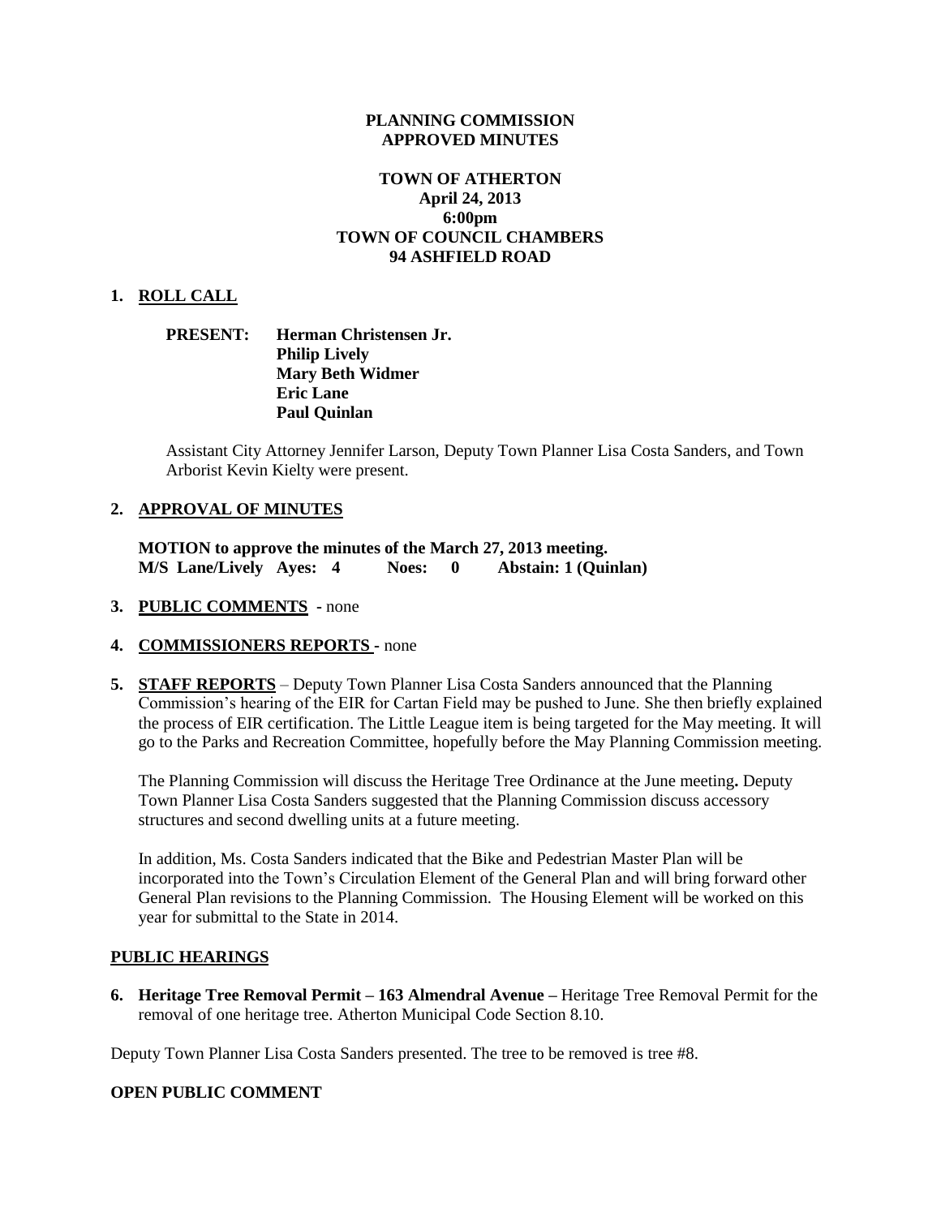**PLANNING COMMISSION**
**APPROVED MINUTES**

**TOWN OF ATHERTON**
**April 24, 2013**
**6:00pm**
**TOWN OF COUNCIL CHAMBERS**
**94 ASHFIELD ROAD**

1. **ROLL CALL**

   **PRESENT:** **Herman Christensen Jr.**
   **Philip Lively**
   **Mary Beth Widmer**
   **Eric Lane**
   **Paul Quinlan**

   Assistant City Attorney Jennifer Larson, Deputy Town Planner Lisa Costa Sanders, and Town Arborist Kevin Kielty were present.

2. **APPROVAL OF MINUTES**

   **MOTION to approve the minutes of the March 27, 2013 meeting.**
   **M/S Lane/Lively Ayes: 4 Noes: 0 Abstain: 1 (Quinlan)**

3. **PUBLIC COMMENTS** - none

4. **COMMISSIONERS REPORTS** - none

5. **STAFF REPORTS** – Deputy Town Planner Lisa Costa Sanders announced that the Planning Commission's hearing of the EIR for Cartan Field may be pushed to June. She then briefly explained the process of EIR certification. The Little League item is being targeted for the May meeting. It will go to the Parks and Recreation Committee, hopefully before the May Planning Commission meeting.

   The Planning Commission will discuss the Heritage Tree Ordinance at the June meeting**.** Deputy Town Planner Lisa Costa Sanders suggested that the Planning Commission discuss accessory structures and second dwelling units at a future meeting.

   In addition, Ms. Costa Sanders indicated that the Bike and Pedestrian Master Plan will be incorporated into the Town's Circulation Element of the General Plan and will bring forward other General Plan revisions to the Planning Commission. The Housing Element will be worked on this year for submittal to the State in 2014.

**PUBLIC HEARINGS**

6. **Heritage Tree Removal Permit – 163 Almendral Avenue –** Heritage Tree Removal Permit for the removal of one heritage tree. Atherton Municipal Code Section 8.10.

Deputy Town Planner Lisa Costa Sanders presented. The tree to be removed is tree #8.

**OPEN PUBLIC COMMENT**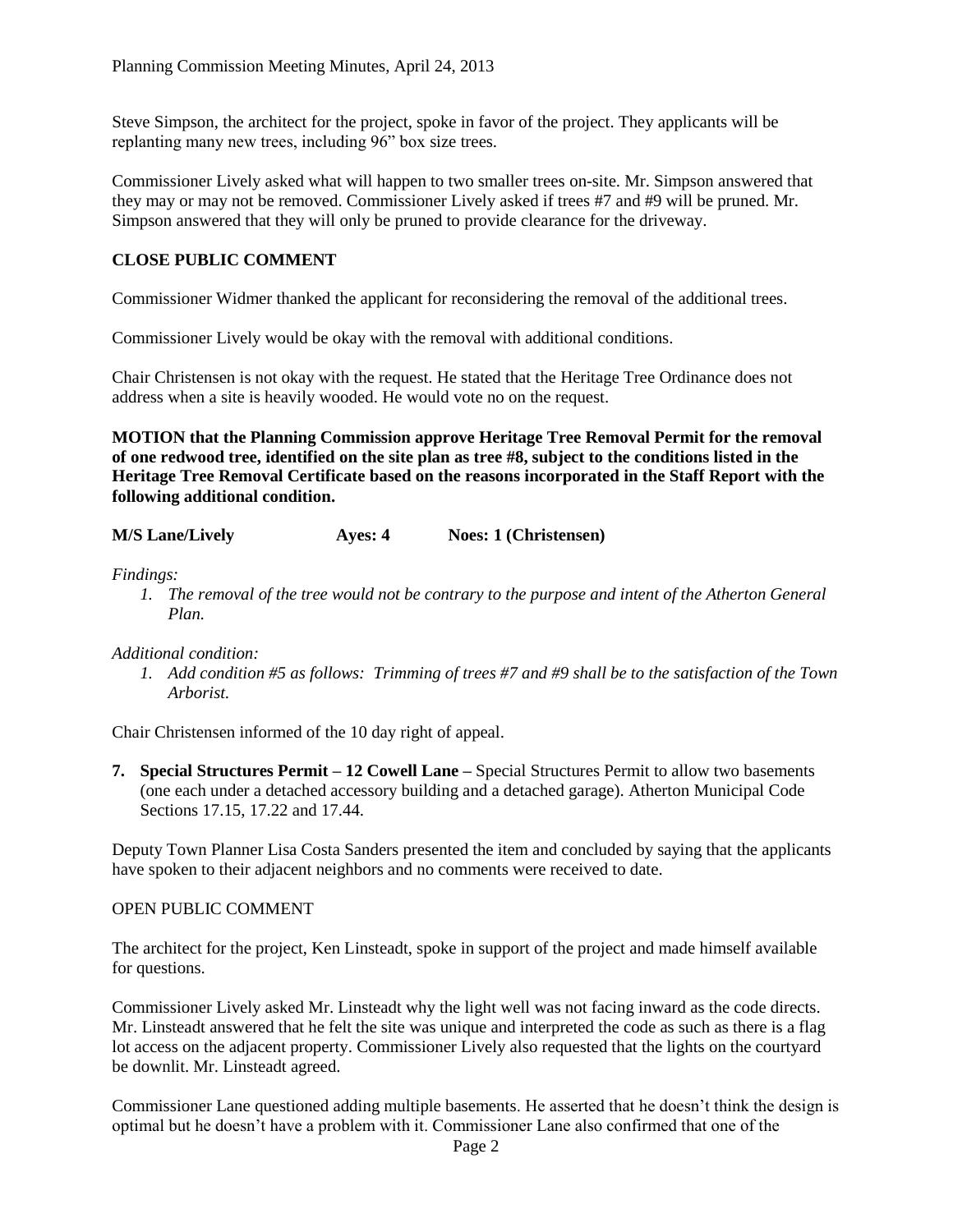Steve Simpson, the architect for the project, spoke in favor of the project. They applicants will be replanting many new trees, including 96" box size trees.

Commissioner Lively asked what will happen to two smaller trees on-site. Mr. Simpson answered that they may or may not be removed. Commissioner Lively asked if trees #7 and #9 will be pruned. Mr. Simpson answered that they will only be pruned to provide clearance for the driveway.

**CLOSE PUBLIC COMMENT**

Commissioner Widmer thanked the applicant for reconsidering the removal of the additional trees.

Commissioner Lively would be okay with the removal with additional conditions.

Chair Christensen is not okay with the request. He stated that the Heritage Tree Ordinance does not address when a site is heavily wooded. He would vote no on the request.

**MOTION that the Planning Commission approve Heritage Tree Removal Permit for the removal of one redwood tree, identified on the site plan as tree #8, subject to the conditions listed in the Heritage Tree Removal Certificate based on the reasons incorporated in the Staff Report with the following additional condition.**

**M/S Lane/Lively Ayes: 4 Noes: 1 (Christensen)**

*Findings:*

1. *The removal of the tree would not be contrary to the purpose and intent of the Atherton General Plan.*

*Additional condition:*

1. *Add condition #5 as follows: Trimming of trees #7 and #9 shall be to the satisfaction of the Town Arborist.*

Chair Christensen informed of the 10 day right of appeal.

7. **Special Structures Permit – 12 Cowell Lane –** Special Structures Permit to allow two basements (one each under a detached accessory building and a detached garage). Atherton Municipal Code Sections 17.15, 17.22 and 17.44.

Deputy Town Planner Lisa Costa Sanders presented the item and concluded by saying that the applicants have spoken to their adjacent neighbors and no comments were received to date.

OPEN PUBLIC COMMENT

The architect for the project, Ken Linsteadt, spoke in support of the project and made himself available for questions.

Commissioner Lively asked Mr. Linsteadt why the light well was not facing inward as the code directs. Mr. Linsteadt answered that he felt the site was unique and interpreted the code as such as there is a flag lot access on the adjacent property. Commissioner Lively also requested that the lights on the courtyard be downlit. Mr. Linsteadt agreed.

Commissioner Lane questioned adding multiple basements. He asserted that he doesn't think the design is optimal but he doesn't have a problem with it. Commissioner Lane also confirmed that one of the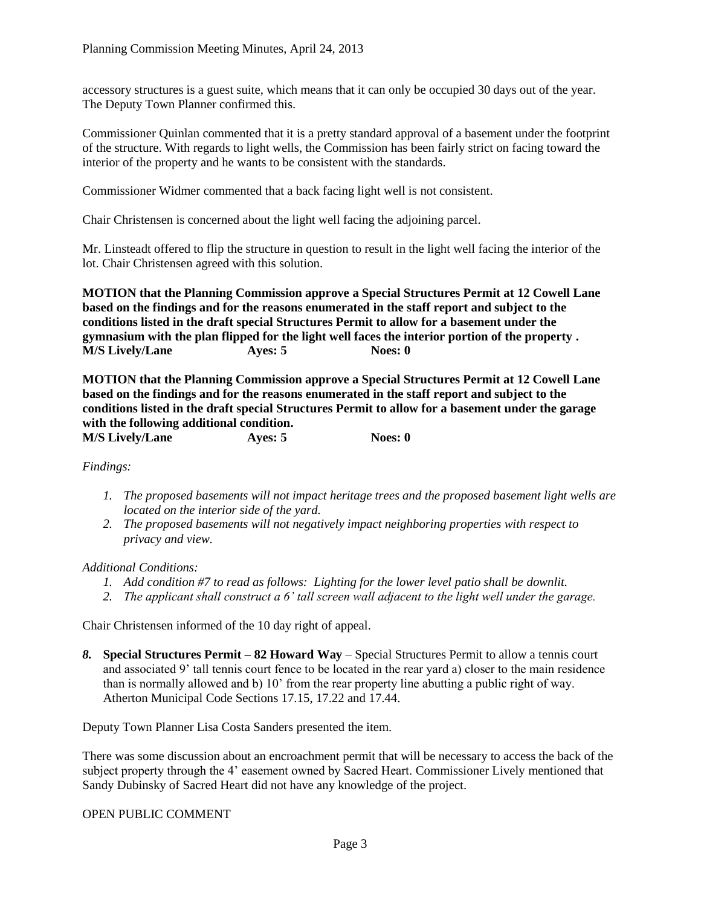accessory structures is a guest suite, which means that it can only be occupied 30 days out of the year. The Deputy Town Planner confirmed this.

Commissioner Quinlan commented that it is a pretty standard approval of a basement under the footprint of the structure. With regards to light wells, the Commission has been fairly strict on facing toward the interior of the property and he wants to be consistent with the standards.

Commissioner Widmer commented that a back facing light well is not consistent.

Chair Christensen is concerned about the light well facing the adjoining parcel.

Mr. Linsteadt offered to flip the structure in question to result in the light well facing the interior of the lot. Chair Christensen agreed with this solution.

**MOTION that the Planning Commission approve a Special Structures Permit at 12 Cowell Lane based on the findings and for the reasons enumerated in the staff report and subject to the conditions listed in the draft special Structures Permit to allow for a basement under the gymnasium with the plan flipped for the light well faces the interior portion of the property .**
**M/S Lively/Lane Ayes: 5 Noes: 0**

**MOTION that the Planning Commission approve a Special Structures Permit at 12 Cowell Lane based on the findings and for the reasons enumerated in the staff report and subject to the conditions listed in the draft special Structures Permit to allow for a basement under the garage with the following additional condition.**
**M/S Lively/Lane Ayes: 5 Noes: 0**

*Findings:*

1. *The proposed basements will not impact heritage trees and the proposed basement light wells are located on the interior side of the yard.*
2. *The proposed basements will not negatively impact neighboring properties with respect to privacy and view.*

*Additional Conditions:*

1. *Add condition #7 to read as follows: Lighting for the lower level patio shall be downlit.*
2. *The applicant shall construct a 6' tall screen wall adjacent to the light well under the garage.*

Chair Christensen informed of the 10 day right of appeal.

*8.* **Special Structures Permit – 82 Howard Way** – Special Structures Permit to allow a tennis court and associated 9' tall tennis court fence to be located in the rear yard a) closer to the main residence than is normally allowed and b) 10' from the rear property line abutting a public right of way. Atherton Municipal Code Sections 17.15, 17.22 and 17.44.

Deputy Town Planner Lisa Costa Sanders presented the item.

There was some discussion about an encroachment permit that will be necessary to access the back of the subject property through the 4' easement owned by Sacred Heart. Commissioner Lively mentioned that Sandy Dubinsky of Sacred Heart did not have any knowledge of the project.

OPEN PUBLIC COMMENT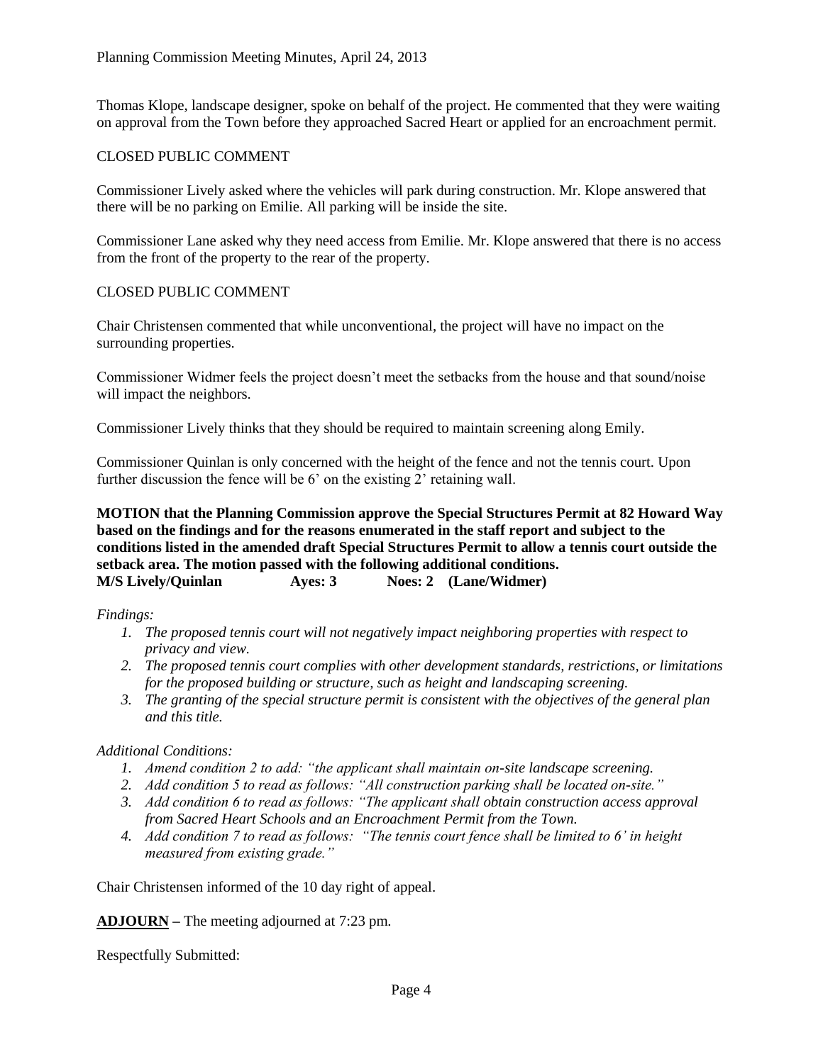Thomas Klope, landscape designer, spoke on behalf of the project. He commented that they were waiting on approval from the Town before they approached Sacred Heart or applied for an encroachment permit.

CLOSED PUBLIC COMMENT

Commissioner Lively asked where the vehicles will park during construction. Mr. Klope answered that there will be no parking on Emilie. All parking will be inside the site.

Commissioner Lane asked why they need access from Emilie. Mr. Klope answered that there is no access from the front of the property to the rear of the property.

CLOSED PUBLIC COMMENT

Chair Christensen commented that while unconventional, the project will have no impact on the surrounding properties.

Commissioner Widmer feels the project doesn't meet the setbacks from the house and that sound/noise will impact the neighbors.

Commissioner Lively thinks that they should be required to maintain screening along Emily.

Commissioner Quinlan is only concerned with the height of the fence and not the tennis court. Upon further discussion the fence will be 6' on the existing 2' retaining wall.

**MOTION that the Planning Commission approve the Special Structures Permit at 82 Howard Way based on the findings and for the reasons enumerated in the staff report and subject to the conditions listed in the amended draft Special Structures Permit to allow a tennis court outside the setback area. The motion passed with the following additional conditions.**
**M/S Lively/Quinlan Ayes: 3 Noes: 2 (Lane/Widmer)**

*Findings:*

1. *The proposed tennis court will not negatively impact neighboring properties with respect to privacy and view.*
2. *The proposed tennis court complies with other development standards, restrictions, or limitations for the proposed building or structure, such as height and landscaping screening.*
3. *The granting of the special structure permit is consistent with the objectives of the general plan and this title.*

*Additional Conditions:*

1. *Amend condition 2 to add: "the applicant shall maintain on-site landscape screening.*
2. *Add condition 5 to read as follows: "All construction parking shall be located on-site."*
3. *Add condition 6 to read as follows: "The applicant shall obtain construction access approval from Sacred Heart Schools and an Encroachment Permit from the Town.*
4. *Add condition 7 to read as follows: "The tennis court fence shall be limited to 6' in height measured from existing grade."*

Chair Christensen informed of the 10 day right of appeal.

**ADJOURN** – The meeting adjourned at 7:23 pm.

Respectfully Submitted: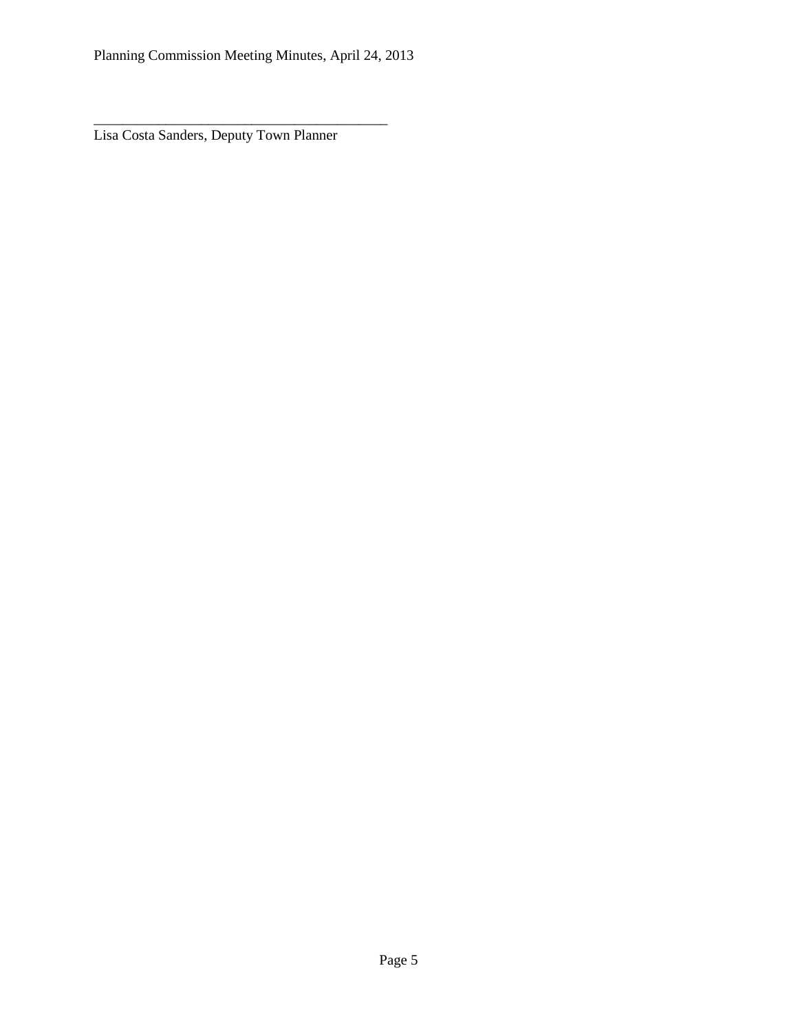\_\_\_\_\_\_\_\_\_\_\_\_\_\_\_\_\_\_\_\_\_\_\_\_\_\_\_\_\_\_\_\_\_\_\_\_\_\_\_\_\_\_\_

Lisa Costa Sanders, Deputy Town Planner